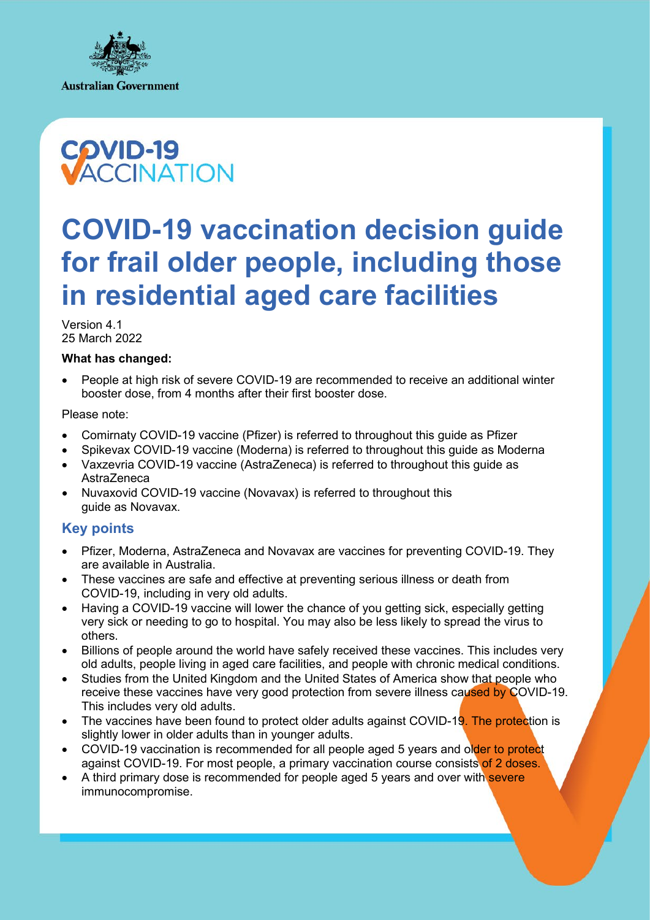Australian Government

COVID-19 VACCINATION

# COVID-19 vaccination decision guide for frail older people, including those in residential aged care facilities

Version 4.1
25 March 2022

**What has changed:**

- People at high risk of severe COVID-19 are recommended to receive an additional winter booster dose, from 4 months after their first booster dose.

Please note:

- Comirnaty COVID-19 vaccine (Pfizer) is referred to throughout this guide as Pfizer
- Spikevax COVID-19 vaccine (Moderna) is referred to throughout this guide as Moderna
- Vaxzevria COVID-19 vaccine (AstraZeneca) is referred to throughout this guide as AstraZeneca
- Nuvaxovid COVID-19 vaccine (Novavax) is referred to throughout this guide as Novavax.

## Key points

- Pfizer, Moderna, AstraZeneca and Novavax are vaccines for preventing COVID-19. They are available in Australia.
- These vaccines are safe and effective at preventing serious illness or death from COVID-19, including in very old adults.
- Having a COVID-19 vaccine will lower the chance of you getting sick, especially getting very sick or needing to go to hospital. You may also be less likely to spread the virus to others.
- Billions of people around the world have safely received these vaccines. This includes very old adults, people living in aged care facilities, and people with chronic medical conditions.
- Studies from the United Kingdom and the United States of America show that people who receive these vaccines have very good protection from severe illness caused by COVID-19. This includes very old adults.
- The vaccines have been found to protect older adults against COVID-19. The protection is slightly lower in older adults than in younger adults.
- COVID-19 vaccination is recommended for all people aged 5 years and older to protect against COVID-19. For most people, a primary vaccination course consists of 2 doses.
- A third primary dose is recommended for people aged 5 years and over with severe immunocompromise.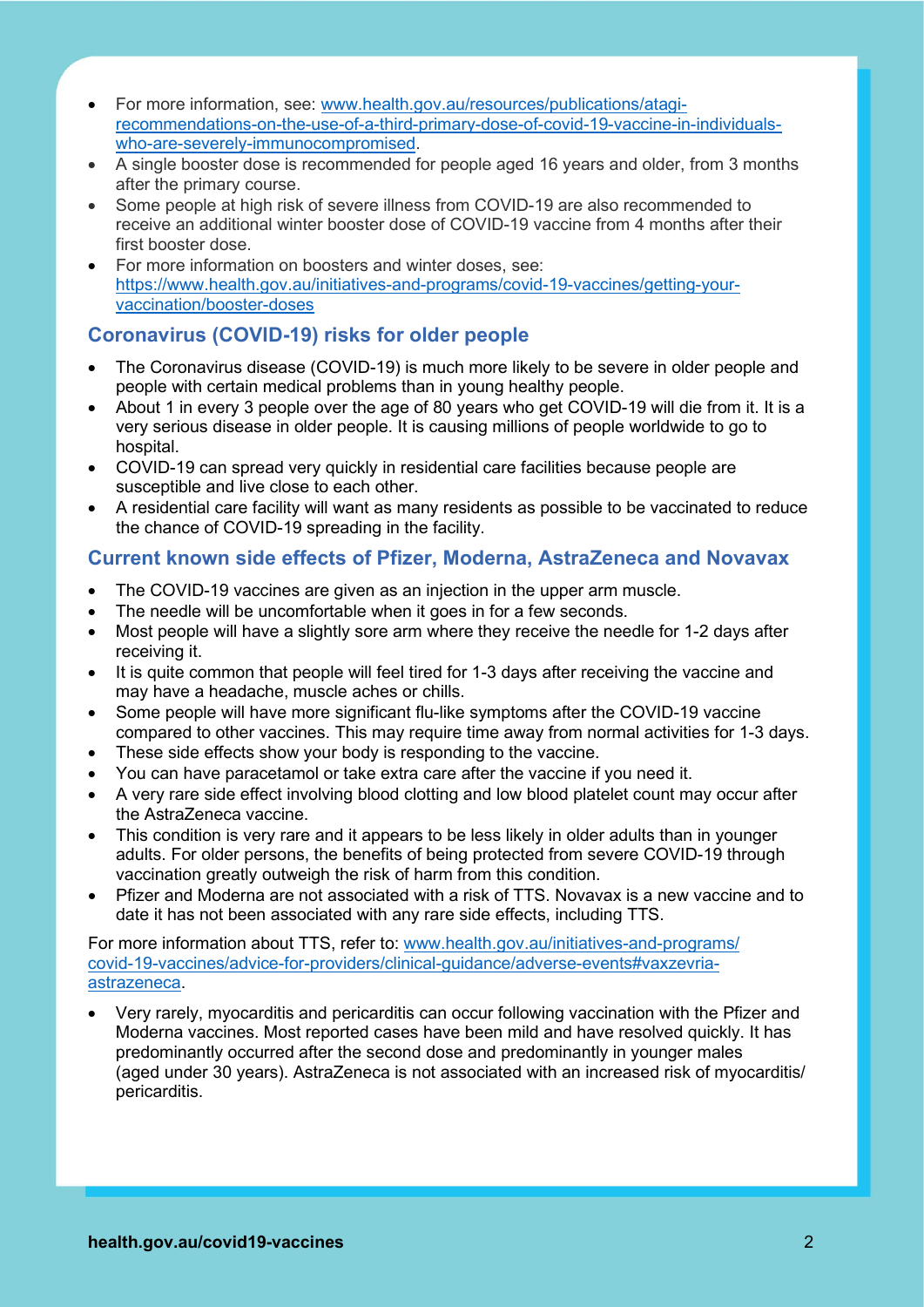- For more information, see: [www.health.gov.au/resources/publications/atagi-recommendations-on-the-use-of-a-third-primary-dose-of-covid-19-vaccine-in-individuals-who-are-severely-immunocompromised](www.health.gov.au/resources/publications/atagi-recommendations-on-the-use-of-a-third-primary-dose-of-covid-19-vaccine-in-individuals-who-are-severely-immunocompromised).
- A single booster dose is recommended for people aged 16 years and older, from 3 months after the primary course.
- Some people at high risk of severe illness from COVID-19 are also recommended to receive an additional winter booster dose of COVID-19 vaccine from 4 months after their first booster dose.
- For more information on boosters and winter doses, see: [https://www.health.gov.au/initiatives-and-programs/covid-19-vaccines/getting-your-vaccination/booster-doses](https://www.health.gov.au/initiatives-and-programs/covid-19-vaccines/getting-your-vaccination/booster-doses)

## Coronavirus (COVID-19) risks for older people

- The Coronavirus disease (COVID-19) is much more likely to be severe in older people and people with certain medical problems than in young healthy people.
- About 1 in every 3 people over the age of 80 years who get COVID-19 will die from it. It is a very serious disease in older people. It is causing millions of people worldwide to go to hospital.
- COVID-19 can spread very quickly in residential care facilities because people are susceptible and live close to each other.
- A residential care facility will want as many residents as possible to be vaccinated to reduce the chance of COVID-19 spreading in the facility.

## Current known side effects of Pfizer, Moderna, AstraZeneca and Novavax

- The COVID-19 vaccines are given as an injection in the upper arm muscle.
- The needle will be uncomfortable when it goes in for a few seconds.
- Most people will have a slightly sore arm where they receive the needle for 1-2 days after receiving it.
- It is quite common that people will feel tired for 1-3 days after receiving the vaccine and may have a headache, muscle aches or chills.
- Some people will have more significant flu-like symptoms after the COVID-19 vaccine compared to other vaccines. This may require time away from normal activities for 1-3 days.
- These side effects show your body is responding to the vaccine.
- You can have paracetamol or take extra care after the vaccine if you need it.
- A very rare side effect involving blood clotting and low blood platelet count may occur after the AstraZeneca vaccine.
- This condition is very rare and it appears to be less likely in older adults than in younger adults. For older persons, the benefits of being protected from severe COVID-19 through vaccination greatly outweigh the risk of harm from this condition.
- Pfizer and Moderna are not associated with a risk of TTS. Novavax is a new vaccine and to date it has not been associated with any rare side effects, including TTS.

For more information about TTS, refer to: [www.health.gov.au/initiatives-and-programs/covid-19-vaccines/advice-for-providers/clinical-guidance/adverse-events#vaxzevria-astrazeneca](www.health.gov.au/initiatives-and-programs/covid-19-vaccines/advice-for-providers/clinical-guidance/adverse-events#vaxzevria-astrazeneca).

- Very rarely, myocarditis and pericarditis can occur following vaccination with the Pfizer and Moderna vaccines. Most reported cases have been mild and have resolved quickly. It has predominantly occurred after the second dose and predominantly in younger males (aged under 30 years). AstraZeneca is not associated with an increased risk of myocarditis/pericarditis.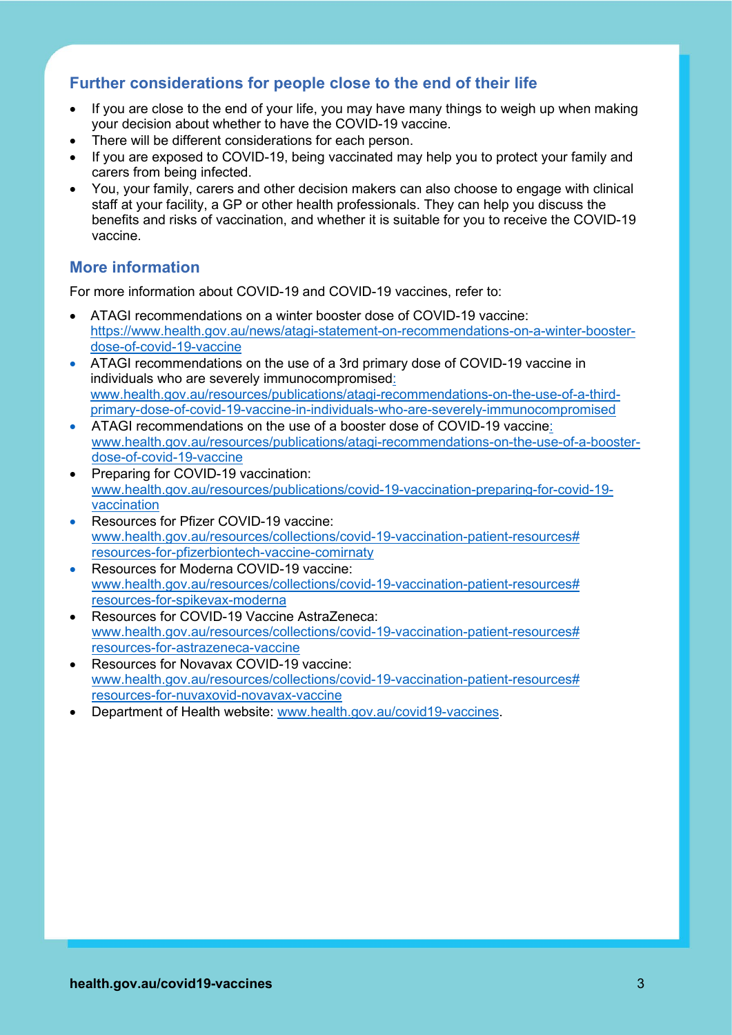## Further considerations for people close to the end of their life

- If you are close to the end of your life, you may have many things to weigh up when making your decision about whether to have the COVID-19 vaccine.
- There will be different considerations for each person.
- If you are exposed to COVID-19, being vaccinated may help you to protect your family and carers from being infected.
- You, your family, carers and other decision makers can also choose to engage with clinical staff at your facility, a GP or other health professionals. They can help you discuss the benefits and risks of vaccination, and whether it is suitable for you to receive the COVID-19 vaccine.

## More information

For more information about COVID-19 and COVID-19 vaccines, refer to:

- ATAGI recommendations on a winter booster dose of COVID-19 vaccine: https://www.health.gov.au/news/atagi-statement-on-recommendations-on-a-winter-booster-dose-of-covid-19-vaccine
- ATAGI recommendations on the use of a 3rd primary dose of COVID-19 vaccine in individuals who are severely immunocompromised: www.health.gov.au/resources/publications/atagi-recommendations-on-the-use-of-a-third-primary-dose-of-covid-19-vaccine-in-individuals-who-are-severely-immunocompromised
- ATAGI recommendations on the use of a booster dose of COVID-19 vaccine: www.health.gov.au/resources/publications/atagi-recommendations-on-the-use-of-a-booster-dose-of-covid-19-vaccine
- Preparing for COVID-19 vaccination: www.health.gov.au/resources/publications/covid-19-vaccination-preparing-for-covid-19-vaccination
- Resources for Pfizer COVID-19 vaccine: www.health.gov.au/resources/collections/covid-19-vaccination-patient-resources#resources-for-pfizerbiontech-vaccine-comirnaty
- Resources for Moderna COVID-19 vaccine: www.health.gov.au/resources/collections/covid-19-vaccination-patient-resources#resources-for-spikevax-moderna
- Resources for COVID-19 Vaccine AstraZeneca: www.health.gov.au/resources/collections/covid-19-vaccination-patient-resources#resources-for-astrazeneca-vaccine
- Resources for Novavax COVID-19 vaccine: www.health.gov.au/resources/collections/covid-19-vaccination-patient-resources#resources-for-nuvaxovid-novavax-vaccine
- Department of Health website: www.health.gov.au/covid19-vaccines.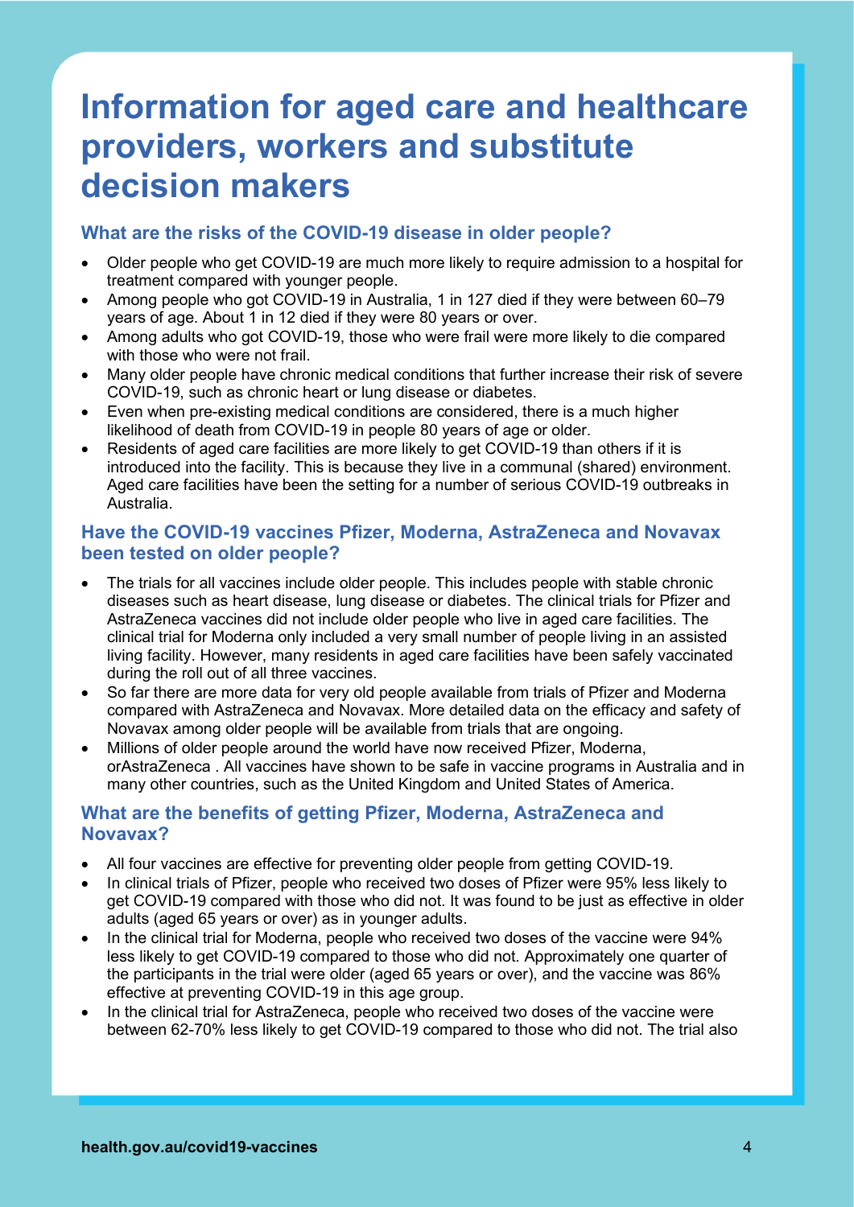# Information for aged care and healthcare providers, workers and substitute decision makers

## What are the risks of the COVID-19 disease in older people?

- Older people who get COVID-19 are much more likely to require admission to a hospital for treatment compared with younger people.
- Among people who got COVID-19 in Australia, 1 in 127 died if they were between 60–79 years of age. About 1 in 12 died if they were 80 years or over.
- Among adults who got COVID-19, those who were frail were more likely to die compared with those who were not frail.
- Many older people have chronic medical conditions that further increase their risk of severe COVID-19, such as chronic heart or lung disease or diabetes.
- Even when pre-existing medical conditions are considered, there is a much higher likelihood of death from COVID-19 in people 80 years of age or older.
- Residents of aged care facilities are more likely to get COVID-19 than others if it is introduced into the facility. This is because they live in a communal (shared) environment. Aged care facilities have been the setting for a number of serious COVID-19 outbreaks in Australia.

## Have the COVID-19 vaccines Pfizer, Moderna, AstraZeneca and Novavax been tested on older people?

- The trials for all vaccines include older people. This includes people with stable chronic diseases such as heart disease, lung disease or diabetes. The clinical trials for Pfizer and AstraZeneca vaccines did not include older people who live in aged care facilities. The clinical trial for Moderna only included a very small number of people living in an assisted living facility. However, many residents in aged care facilities have been safely vaccinated during the roll out of all three vaccines.
- So far there are more data for very old people available from trials of Pfizer and Moderna compared with AstraZeneca and Novavax. More detailed data on the efficacy and safety of Novavax among older people will be available from trials that are ongoing.
- Millions of older people around the world have now received Pfizer, Moderna, orAstraZeneca . All vaccines have shown to be safe in vaccine programs in Australia and in many other countries, such as the United Kingdom and United States of America.

## What are the benefits of getting Pfizer, Moderna, AstraZeneca and Novavax?

- All four vaccines are effective for preventing older people from getting COVID-19.
- In clinical trials of Pfizer, people who received two doses of Pfizer were 95% less likely to get COVID-19 compared with those who did not. It was found to be just as effective in older adults (aged 65 years or over) as in younger adults.
- In the clinical trial for Moderna, people who received two doses of the vaccine were 94% less likely to get COVID-19 compared to those who did not. Approximately one quarter of the participants in the trial were older (aged 65 years or over), and the vaccine was 86% effective at preventing COVID-19 in this age group.
- In the clinical trial for AstraZeneca, people who received two doses of the vaccine were between 62-70% less likely to get COVID-19 compared to those who did not. The trial also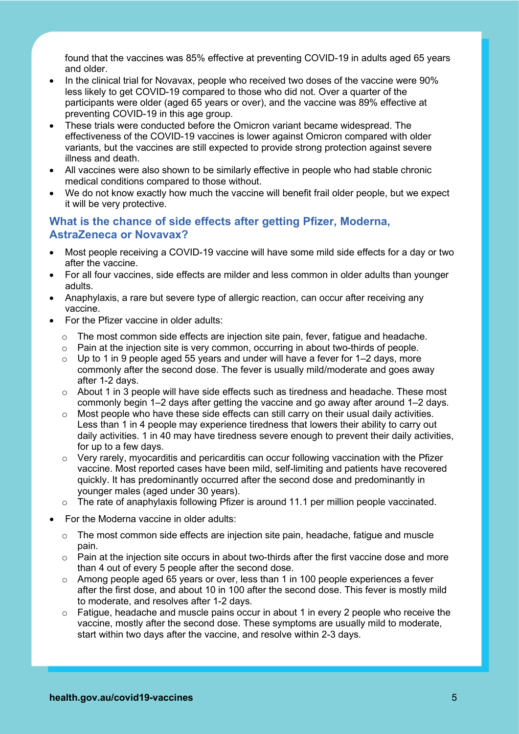found that the vaccines was 85% effective at preventing COVID-19 in adults aged 65 years and older.

- In the clinical trial for Novavax, people who received two doses of the vaccine were 90% less likely to get COVID-19 compared to those who did not. Over a quarter of the participants were older (aged 65 years or over), and the vaccine was 89% effective at preventing COVID-19 in this age group.
- These trials were conducted before the Omicron variant became widespread. The effectiveness of the COVID-19 vaccines is lower against Omicron compared with older variants, but the vaccines are still expected to provide strong protection against severe illness and death.
- All vaccines were also shown to be similarly effective in people who had stable chronic medical conditions compared to those without.
- We do not know exactly how much the vaccine will benefit frail older people, but we expect it will be very protective.

## What is the chance of side effects after getting Pfizer, Moderna, AstraZeneca or Novavax?

- Most people receiving a COVID-19 vaccine will have some mild side effects for a day or two after the vaccine.
- For all four vaccines, side effects are milder and less common in older adults than younger adults.
- Anaphylaxis, a rare but severe type of allergic reaction, can occur after receiving any vaccine.
- For the Pfizer vaccine in older adults:
  - The most common side effects are injection site pain, fever, fatigue and headache.
  - Pain at the injection site is very common, occurring in about two-thirds of people.
  - Up to 1 in 9 people aged 55 years and under will have a fever for 1–2 days, more commonly after the second dose. The fever is usually mild/moderate and goes away after 1-2 days.
  - About 1 in 3 people will have side effects such as tiredness and headache. These most commonly begin 1–2 days after getting the vaccine and go away after around 1–2 days.
  - Most people who have these side effects can still carry on their usual daily activities. Less than 1 in 4 people may experience tiredness that lowers their ability to carry out daily activities. 1 in 40 may have tiredness severe enough to prevent their daily activities, for up to a few days.
  - Very rarely, myocarditis and pericarditis can occur following vaccination with the Pfizer vaccine. Most reported cases have been mild, self-limiting and patients have recovered quickly. It has predominantly occurred after the second dose and predominantly in younger males (aged under 30 years).
  - The rate of anaphylaxis following Pfizer is around 11.1 per million people vaccinated.
- For the Moderna vaccine in older adults:
  - The most common side effects are injection site pain, headache, fatigue and muscle pain.
  - Pain at the injection site occurs in about two-thirds after the first vaccine dose and more than 4 out of every 5 people after the second dose.
  - Among people aged 65 years or over, less than 1 in 100 people experiences a fever after the first dose, and about 10 in 100 after the second dose. This fever is mostly mild to moderate, and resolves after 1-2 days.
  - Fatigue, headache and muscle pains occur in about 1 in every 2 people who receive the vaccine, mostly after the second dose. These symptoms are usually mild to moderate, start within two days after the vaccine, and resolve within 2-3 days.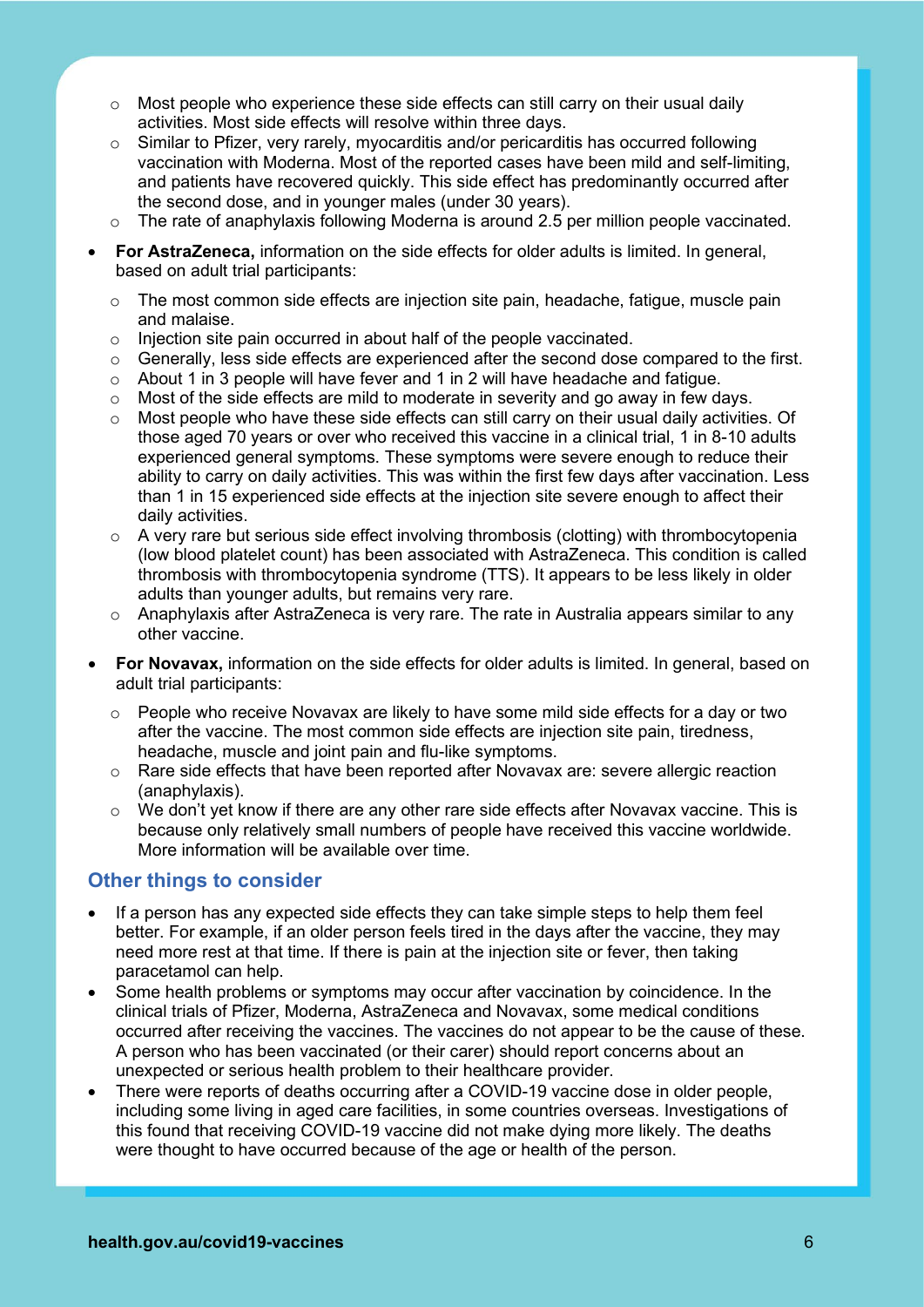- Most people who experience these side effects can still carry on their usual daily activities. Most side effects will resolve within three days.
  - Similar to Pfizer, very rarely, myocarditis and/or pericarditis has occurred following vaccination with Moderna. Most of the reported cases have been mild and self-limiting, and patients have recovered quickly. This side effect has predominantly occurred after the second dose, and in younger males (under 30 years).
  - The rate of anaphylaxis following Moderna is around 2.5 per million people vaccinated.

- **For AstraZeneca,** information on the side effects for older adults is limited. In general, based on adult trial participants:
  - The most common side effects are injection site pain, headache, fatigue, muscle pain and malaise.
  - Injection site pain occurred in about half of the people vaccinated.
  - Generally, less side effects are experienced after the second dose compared to the first.
  - About 1 in 3 people will have fever and 1 in 2 will have headache and fatigue.
  - Most of the side effects are mild to moderate in severity and go away in few days.
  - Most people who have these side effects can still carry on their usual daily activities. Of those aged 70 years or over who received this vaccine in a clinical trial, 1 in 8-10 adults experienced general symptoms. These symptoms were severe enough to reduce their ability to carry on daily activities. This was within the first few days after vaccination. Less than 1 in 15 experienced side effects at the injection site severe enough to affect their daily activities.
  - A very rare but serious side effect involving thrombosis (clotting) with thrombocytopenia (low blood platelet count) has been associated with AstraZeneca. This condition is called thrombosis with thrombocytopenia syndrome (TTS). It appears to be less likely in older adults than younger adults, but remains very rare.
  - Anaphylaxis after AstraZeneca is very rare. The rate in Australia appears similar to any other vaccine.

- **For Novavax,** information on the side effects for older adults is limited. In general, based on adult trial participants:
  - People who receive Novavax are likely to have some mild side effects for a day or two after the vaccine. The most common side effects are injection site pain, tiredness, headache, muscle and joint pain and flu-like symptoms.
  - Rare side effects that have been reported after Novavax are: severe allergic reaction (anaphylaxis).
  - We don't yet know if there are any other rare side effects after Novavax vaccine. This is because only relatively small numbers of people have received this vaccine worldwide. More information will be available over time.

## Other things to consider

- If a person has any expected side effects they can take simple steps to help them feel better. For example, if an older person feels tired in the days after the vaccine, they may need more rest at that time. If there is pain at the injection site or fever, then taking paracetamol can help.
- Some health problems or symptoms may occur after vaccination by coincidence. In the clinical trials of Pfizer, Moderna, AstraZeneca and Novavax, some medical conditions occurred after receiving the vaccines. The vaccines do not appear to be the cause of these. A person who has been vaccinated (or their carer) should report concerns about an unexpected or serious health problem to their healthcare provider.
- There were reports of deaths occurring after a COVID-19 vaccine dose in older people, including some living in aged care facilities, in some countries overseas. Investigations of this found that receiving COVID-19 vaccine did not make dying more likely. The deaths were thought to have occurred because of the age or health of the person.